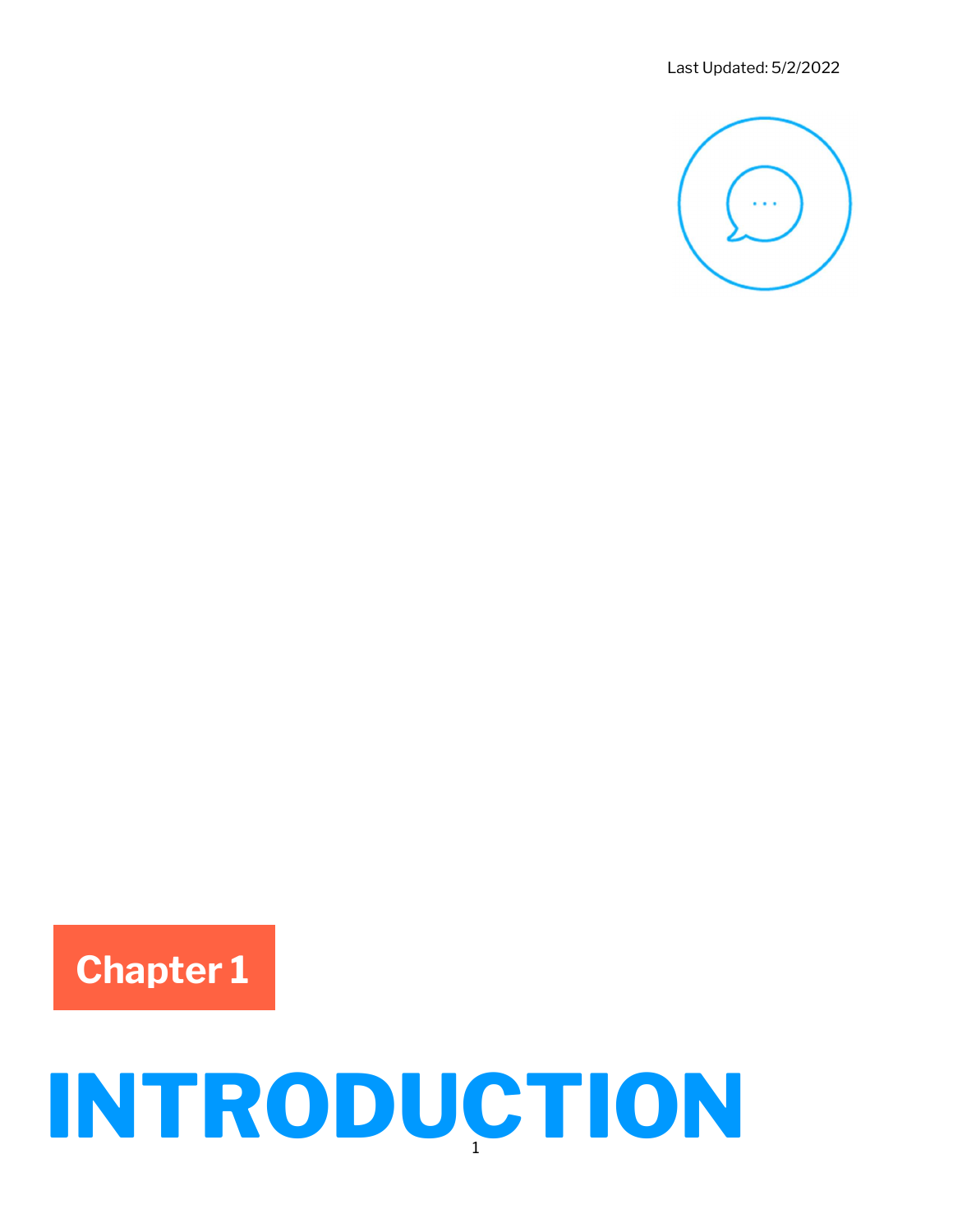Last Updated: 5/2/2022

Chapter 1

# INTRODUCTION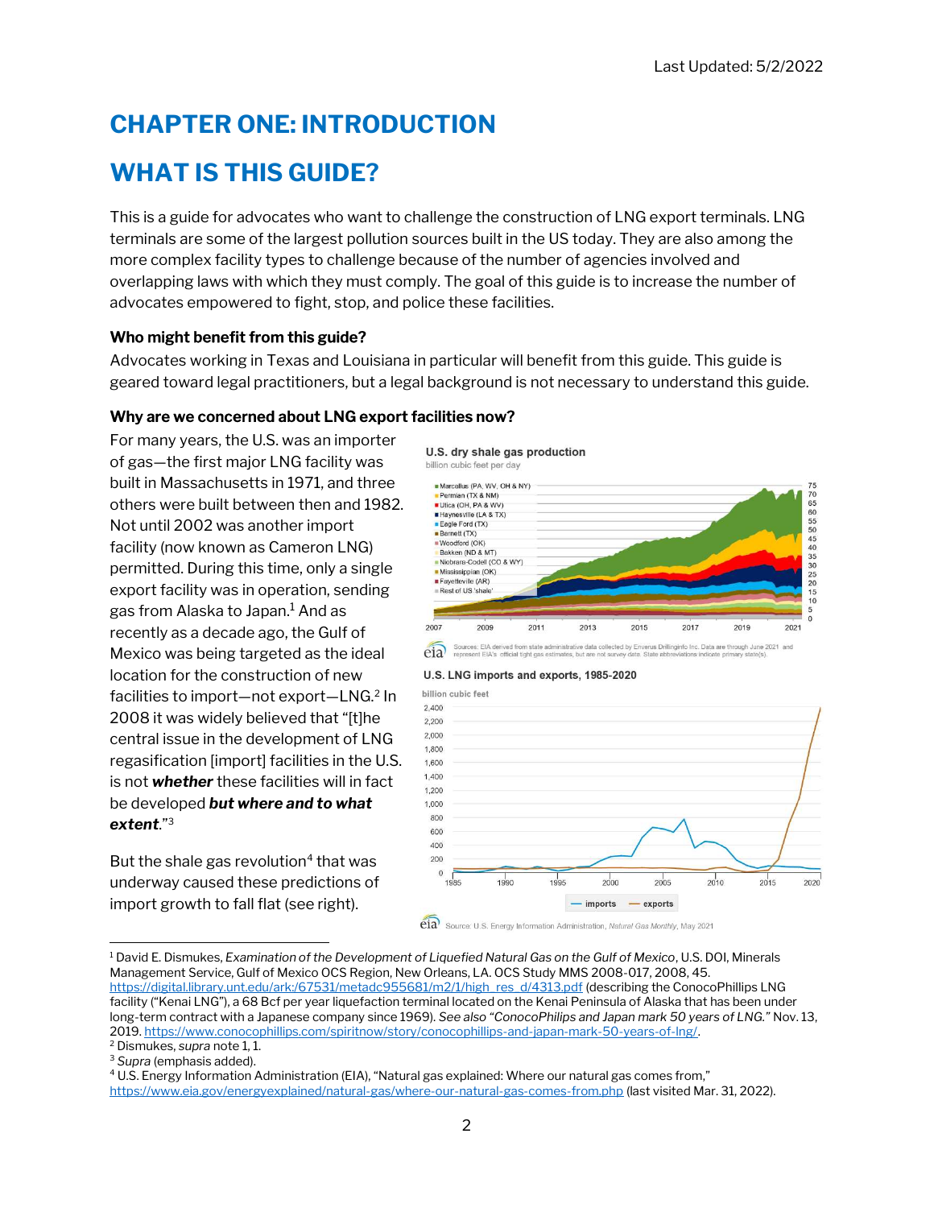# CHAPTER ONE: INTRODUCTION

# WHAT IS THIS GUIDE?

This is a guide for advocates who want to challenge the construction of LNG export terminals. LNG terminals are some of the largest pollution sources built in the US today. They are also among the more complex facility types to challenge because of the number of agencies involved and overlapping laws with which they must comply. The goal of this guide is to increase the number of advocates empowered to fight, stop, and police these facilities.

### Who might benefit from this guide?

Advocates working in Texas and Louisiana in particular will benefit from this guide. This guide is geared toward legal practitioners, but a legal background is not necessary to understand this guide.

### Why are we concerned about LNG export facilities now?

For many years, the U.S. was an importer of gas—the first major LNG facility was built in Massachusetts in 1971, and three others were built between then and 1982. Not until 2002 was another import facility (now known as Cameron LNG) permitted. During this time, only a single export facility was in operation, sending gas from Alaska to Japan.[1] And as recently as a decade ago, the Gulf of Mexico was being targeted as the ideal location for the construction of new facilities to import—not export—LNG.[2] In 2008 it was widely believed that "[t]he central issue in the development of LNG regasification [import] facilities in the U.S. is not ***whether*** these facilities will in fact be developed ***but where and to what extent***."[3]

But the shale gas revolution[4] that was underway caused these predictions of import growth to fall flat (see right).

U.S. dry shale gas production

billion cubic feet per day

Marcellus (PA, WV, OH & NY)
Permian (TX & NM)
Utica (OH, PA & WV)
Haynesville (LA & TX)
Eagle Ford (TX)
Barnett (TX)
Woodford (OK)
Bakken (ND & MT)
Niobrara-Codell (CO & WY)
Mississippian (OK)
Fayetteville (AR)
Rest of US 'shale'

75 70 65 60 55 50 45 40 35 30 25 20 15 10 5 0

2007 2009 2011 2013 2015 2017 2019 2021

eia Sources: EIA derived from state administrative data collected by Enverus Drillinginfo Inc. Data are through June 2021 and represent EIA's official tight gas estimates, but are not survey data. State abbreviations indicate primary state(s).

U.S. LNG imports and exports, 1985-2020

billion cubic feet

2,400 2,200 2,000 1,800 1,600 1,400 1,200 1,000 800 600 400 200 0

1985 1990 1995 2000 2005 2010 2015 2020

imports exports

eia Source: U.S. Energy Information Administration, *Natural Gas Monthly*, May 2021

---

[1] David E. Dismukes, *Examination of the Development of Liquefied Natural Gas on the Gulf of Mexico*, U.S. DOI, Minerals Management Service, Gulf of Mexico OCS Region, New Orleans, LA. OCS Study MMS 2008-017, 2008, 45. https://digital.library.unt.edu/ark:/67531/metadc955681/m2/1/high_res_d/4313.pdf (describing the ConocoPhillips LNG facility ("Kenai LNG"), a 68 Bcf per year liquefaction terminal located on the Kenai Peninsula of Alaska that has been under long-term contract with a Japanese company since 1969). *See also "ConocoPhilips and Japan mark 50 years of LNG."* Nov. 13, 2019. https://www.conocophillips.com/spiritnow/story/conocophillips-and-japan-mark-50-years-of-lng/.

[2] Dismukes, *supra* note 1, 1.

[3] *Supra* (emphasis added).

[4] U.S. Energy Information Administration (EIA), "Natural gas explained: Where our natural gas comes from," https://www.eia.gov/energyexplained/natural-gas/where-our-natural-gas-comes-from.php (last visited Mar. 31, 2022).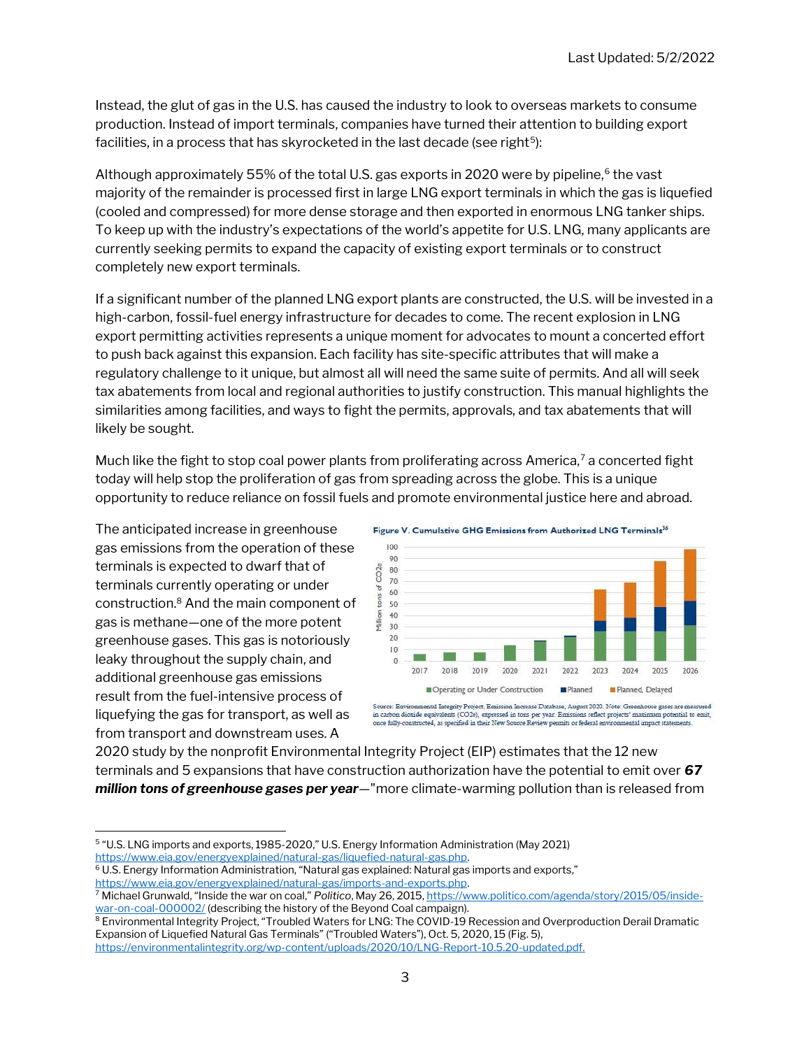Instead, the glut of gas in the U.S. has caused the industry to look to overseas markets to consume production. Instead of import terminals, companies have turned their attention to building export facilities, in a process that has skyrocketed in the last decade (see right[5]):

Although approximately 55% of the total U.S. gas exports in 2020 were by pipeline,[6] the vast majority of the remainder is processed first in large LNG export terminals in which the gas is liquefied (cooled and compressed) for more dense storage and then exported in enormous LNG tanker ships. To keep up with the industry's expectations of the world's appetite for U.S. LNG, many applicants are currently seeking permits to expand the capacity of existing export terminals or to construct completely new export terminals.

If a significant number of the planned LNG export plants are constructed, the U.S. will be invested in a high-carbon, fossil-fuel energy infrastructure for decades to come. The recent explosion in LNG export permitting activities represents a unique moment for advocates to mount a concerted effort to push back against this expansion. Each facility has site-specific attributes that will make a regulatory challenge to it unique, but almost all will need the same suite of permits. And all will seek tax abatements from local and regional authorities to justify construction. This manual highlights the similarities among facilities, and ways to fight the permits, approvals, and tax abatements that will likely be sought.

Much like the fight to stop coal power plants from proliferating across America,[7] a concerted fight today will help stop the proliferation of gas from spreading across the globe. This is a unique opportunity to reduce reliance on fossil fuels and promote environmental justice here and abroad.

Figure V. Cumulative GHG Emissions from Authorized LNG Terminals[36]

Million tons of CO2e

0
10
20
30
40
50
60
70
80
90
100

2017 2018 2019 2020 2021 2022 2023 2024 2025 2026

Operating or Under Construction
Planned
Planned, Delayed

Source: Environmental Integrity Project, Emission Increase Database, August 2020. Note: Greenhouse gases are measured in carbon dioxide equivalents (CO2e), expressed in tons per year. Emissions reflect projects' maximum potential to emit, once fully-constructed, as specified in their New Source Review permits or federal environmental impact statements.

The anticipated increase in greenhouse gas emissions from the operation of these terminals is expected to dwarf that of terminals currently operating or under construction.[8] And the main component of gas is methane—one of the more potent greenhouse gases. This gas is notoriously leaky throughout the supply chain, and additional greenhouse gas emissions result from the fuel-intensive process of liquefying the gas for transport, as well as from transport and downstream uses. A 2020 study by the nonprofit Environmental Integrity Project (EIP) estimates that the 12 new terminals and 5 expansions that have construction authorization have the potential to emit over ***67 million tons of greenhouse gases per year***—"more climate-warming pollution than is released from

---

[5] "U.S. LNG imports and exports, 1985-2020," U.S. Energy Information Administration (May 2021) https://www.eia.gov/energyexplained/natural-gas/liquefied-natural-gas.php.

[6] U.S. Energy Information Administration, "Natural gas explained: Natural gas imports and exports," https://www.eia.gov/energyexplained/natural-gas/imports-and-exports.php.

[7] Michael Grunwald, "Inside the war on coal," *Politico*, May 26, 2015, https://www.politico.com/agenda/story/2015/05/inside-war-on-coal-000002/ (describing the history of the Beyond Coal campaign).

[8] Environmental Integrity Project, "Troubled Waters for LNG: The COVID-19 Recession and Overproduction Derail Dramatic Expansion of Liquefied Natural Gas Terminals" ("Troubled Waters"), Oct. 5, 2020, 15 (Fig. 5), https://environmentalintegrity.org/wp-content/uploads/2020/10/LNG-Report-10.5.20-updated.pdf.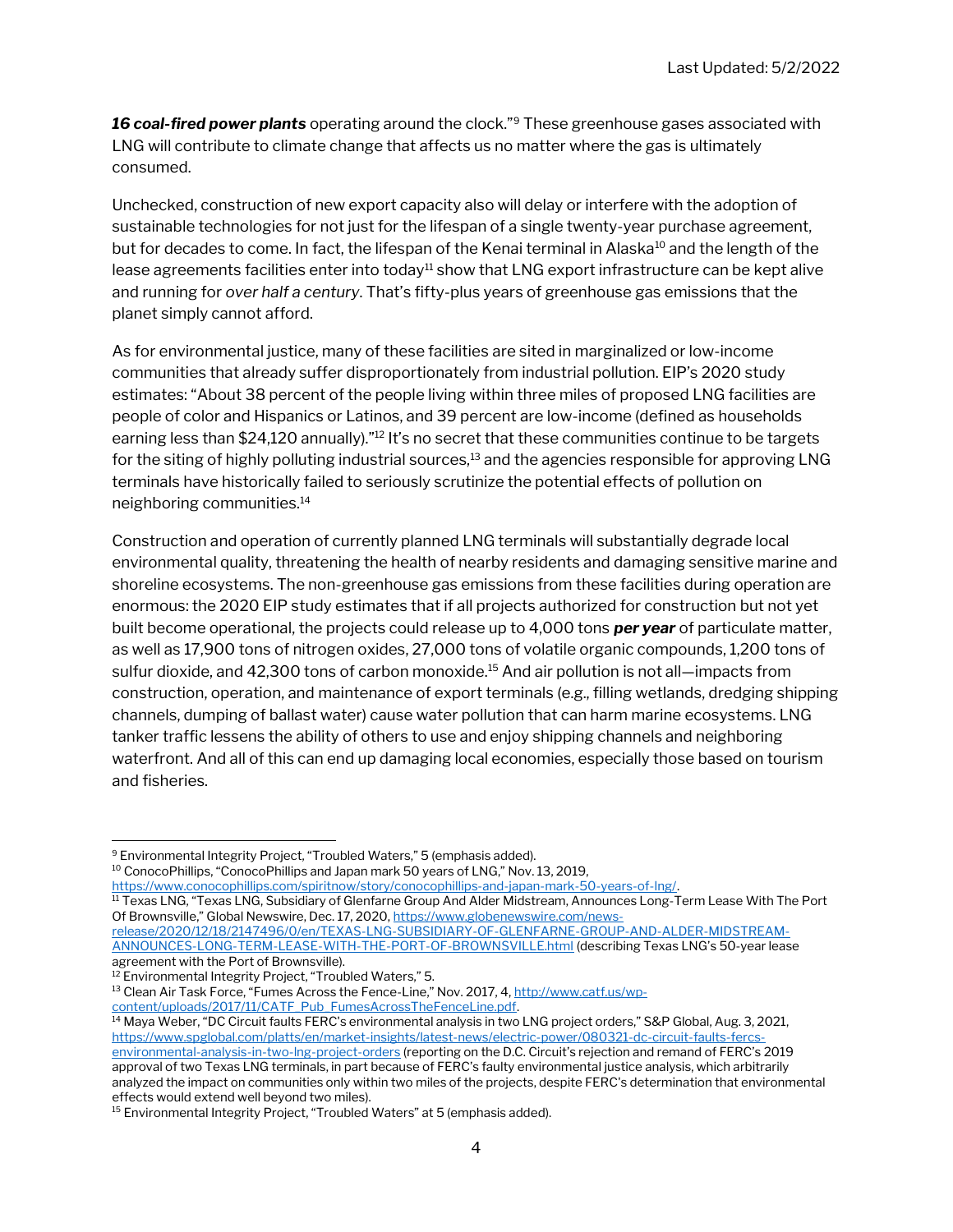***16 coal-fired power plants*** operating around the clock."[9] These greenhouse gases associated with LNG will contribute to climate change that affects us no matter where the gas is ultimately consumed.

Unchecked, construction of new export capacity also will delay or interfere with the adoption of sustainable technologies for not just for the lifespan of a single twenty-year purchase agreement, but for decades to come. In fact, the lifespan of the Kenai terminal in Alaska[10] and the length of the lease agreements facilities enter into today[11] show that LNG export infrastructure can be kept alive and running for *over half a century*. That's fifty-plus years of greenhouse gas emissions that the planet simply cannot afford.

As for environmental justice, many of these facilities are sited in marginalized or low-income communities that already suffer disproportionately from industrial pollution. EIP's 2020 study estimates: "About 38 percent of the people living within three miles of proposed LNG facilities are people of color and Hispanics or Latinos, and 39 percent are low-income (defined as households earning less than $24,120 annually)."[12] It's no secret that these communities continue to be targets for the siting of highly polluting industrial sources,[13] and the agencies responsible for approving LNG terminals have historically failed to seriously scrutinize the potential effects of pollution on neighboring communities.[14]

Construction and operation of currently planned LNG terminals will substantially degrade local environmental quality, threatening the health of nearby residents and damaging sensitive marine and shoreline ecosystems. The non-greenhouse gas emissions from these facilities during operation are enormous: the 2020 EIP study estimates that if all projects authorized for construction but not yet built become operational, the projects could release up to 4,000 tons ***per year*** of particulate matter, as well as 17,900 tons of nitrogen oxides, 27,000 tons of volatile organic compounds, 1,200 tons of sulfur dioxide, and 42,300 tons of carbon monoxide.[15] And air pollution is not all—impacts from construction, operation, and maintenance of export terminals (e.g., filling wetlands, dredging shipping channels, dumping of ballast water) cause water pollution that can harm marine ecosystems. LNG tanker traffic lessens the ability of others to use and enjoy shipping channels and neighboring waterfront. And all of this can end up damaging local economies, especially those based on tourism and fisheries.

---

[9] Environmental Integrity Project, "Troubled Waters," 5 (emphasis added).

[10] ConocoPhillips, "ConocoPhillips and Japan mark 50 years of LNG," Nov. 13, 2019, https://www.conocophillips.com/spiritnow/story/conocophillips-and-japan-mark-50-years-of-lng/.

[11] Texas LNG, "Texas LNG, Subsidiary of Glenfarne Group And Alder Midstream, Announces Long-Term Lease With The Port Of Brownsville," Global Newswire, Dec. 17, 2020, https://www.globenewswire.com/news-release/2020/12/18/2147496/0/en/TEXAS-LNG-SUBSIDIARY-OF-GLENFARNE-GROUP-AND-ALDER-MIDSTREAM-ANNOUNCES-LONG-TERM-LEASE-WITH-THE-PORT-OF-BROWNSVILLE.html (describing Texas LNG's 50-year lease agreement with the Port of Brownsville).

[12] Environmental Integrity Project, "Troubled Waters," 5.

[13] Clean Air Task Force, "Fumes Across the Fence-Line," Nov. 2017, 4, http://www.catf.us/wp-content/uploads/2017/11/CATF_Pub_FumesAcrossTheFenceLine.pdf.

[14] Maya Weber, "DC Circuit faults FERC's environmental analysis in two LNG project orders," S&P Global, Aug. 3, 2021, https://www.spglobal.com/platts/en/market-insights/latest-news/electric-power/080321-dc-circuit-faults-fercs-environmental-analysis-in-two-lng-project-orders (reporting on the D.C. Circuit's rejection and remand of FERC's 2019 approval of two Texas LNG terminals, in part because of FERC's faulty environmental justice analysis, which arbitrarily analyzed the impact on communities only within two miles of the projects, despite FERC's determination that environmental effects would extend well beyond two miles).

[15] Environmental Integrity Project, "Troubled Waters" at 5 (emphasis added).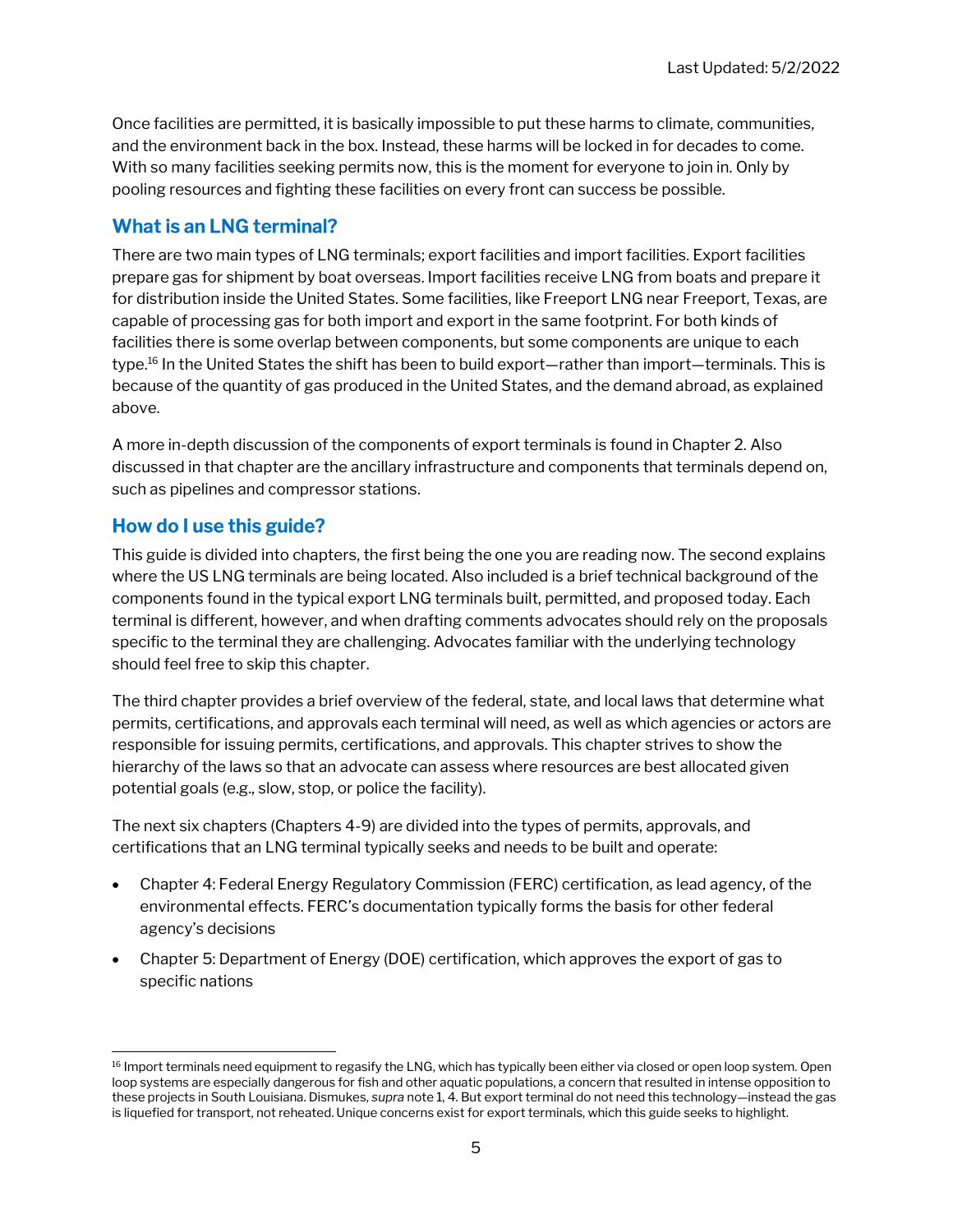Once facilities are permitted, it is basically impossible to put these harms to climate, communities, and the environment back in the box. Instead, these harms will be locked in for decades to come. With so many facilities seeking permits now, this is the moment for everyone to join in. Only by pooling resources and fighting these facilities on every front can success be possible.

## What is an LNG terminal?

There are two main types of LNG terminals; export facilities and import facilities. Export facilities prepare gas for shipment by boat overseas. Import facilities receive LNG from boats and prepare it for distribution inside the United States. Some facilities, like Freeport LNG near Freeport, Texas, are capable of processing gas for both import and export in the same footprint. For both kinds of facilities there is some overlap between components, but some components are unique to each type.[16] In the United States the shift has been to build export—rather than import—terminals. This is because of the quantity of gas produced in the United States, and the demand abroad, as explained above.

A more in-depth discussion of the components of export terminals is found in Chapter 2. Also discussed in that chapter are the ancillary infrastructure and components that terminals depend on, such as pipelines and compressor stations.

## How do I use this guide?

This guide is divided into chapters, the first being the one you are reading now. The second explains where the US LNG terminals are being located. Also included is a brief technical background of the components found in the typical export LNG terminals built, permitted, and proposed today. Each terminal is different, however, and when drafting comments advocates should rely on the proposals specific to the terminal they are challenging. Advocates familiar with the underlying technology should feel free to skip this chapter.

The third chapter provides a brief overview of the federal, state, and local laws that determine what permits, certifications, and approvals each terminal will need, as well as which agencies or actors are responsible for issuing permits, certifications, and approvals. This chapter strives to show the hierarchy of the laws so that an advocate can assess where resources are best allocated given potential goals (e.g., slow, stop, or police the facility).

The next six chapters (Chapters 4-9) are divided into the types of permits, approvals, and certifications that an LNG terminal typically seeks and needs to be built and operate:

- Chapter 4: Federal Energy Regulatory Commission (FERC) certification, as lead agency, of the environmental effects. FERC's documentation typically forms the basis for other federal agency's decisions
- Chapter 5: Department of Energy (DOE) certification, which approves the export of gas to specific nations

---

[16] Import terminals need equipment to regasify the LNG, which has typically been either via closed or open loop system. Open loop systems are especially dangerous for fish and other aquatic populations, a concern that resulted in intense opposition to these projects in South Louisiana. Dismukes, *supra* note 1, 4. But export terminal do not need this technology—instead the gas is liquefied for transport, not reheated. Unique concerns exist for export terminals, which this guide seeks to highlight.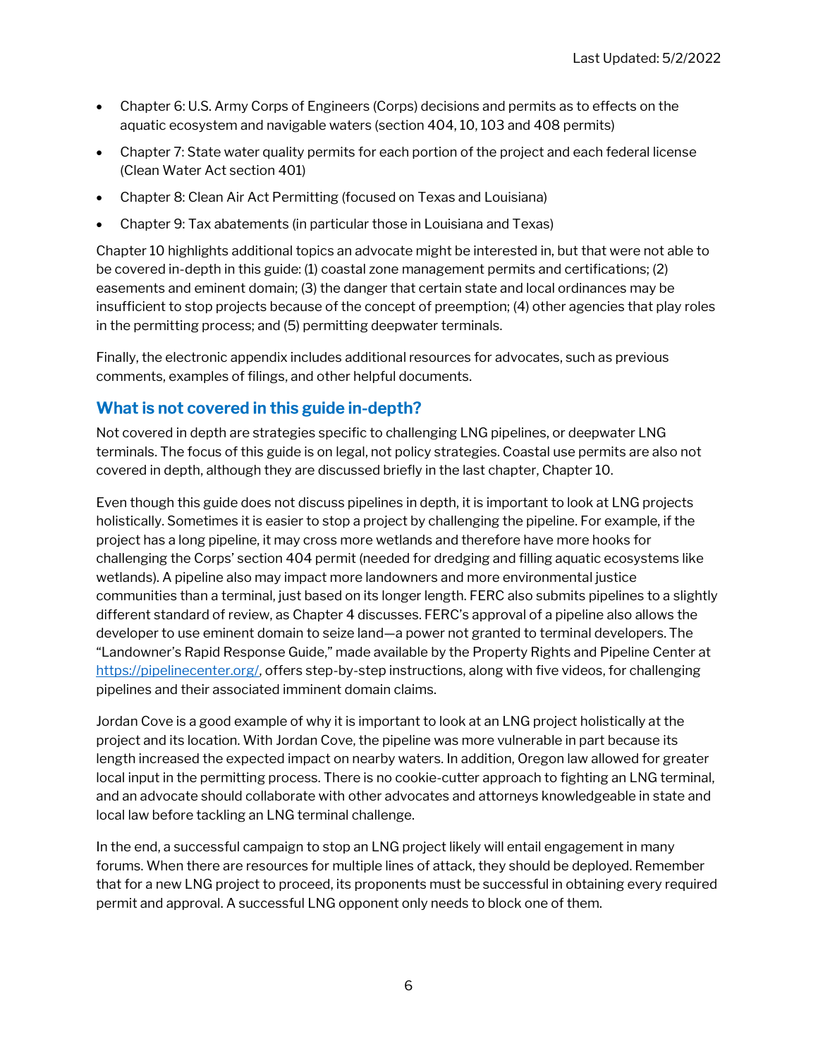- Chapter 6: U.S. Army Corps of Engineers (Corps) decisions and permits as to effects on the aquatic ecosystem and navigable waters (section 404, 10, 103 and 408 permits)
- Chapter 7: State water quality permits for each portion of the project and each federal license (Clean Water Act section 401)
- Chapter 8: Clean Air Act Permitting (focused on Texas and Louisiana)
- Chapter 9: Tax abatements (in particular those in Louisiana and Texas)

Chapter 10 highlights additional topics an advocate might be interested in, but that were not able to be covered in-depth in this guide: (1) coastal zone management permits and certifications; (2) easements and eminent domain; (3) the danger that certain state and local ordinances may be insufficient to stop projects because of the concept of preemption; (4) other agencies that play roles in the permitting process; and (5) permitting deepwater terminals.

Finally, the electronic appendix includes additional resources for advocates, such as previous comments, examples of filings, and other helpful documents.

## What is not covered in this guide in-depth?

Not covered in depth are strategies specific to challenging LNG pipelines, or deepwater LNG terminals. The focus of this guide is on legal, not policy strategies. Coastal use permits are also not covered in depth, although they are discussed briefly in the last chapter, Chapter 10.

Even though this guide does not discuss pipelines in depth, it is important to look at LNG projects holistically. Sometimes it is easier to stop a project by challenging the pipeline. For example, if the project has a long pipeline, it may cross more wetlands and therefore have more hooks for challenging the Corps' section 404 permit (needed for dredging and filling aquatic ecosystems like wetlands). A pipeline also may impact more landowners and more environmental justice communities than a terminal, just based on its longer length. FERC also submits pipelines to a slightly different standard of review, as Chapter 4 discusses. FERC's approval of a pipeline also allows the developer to use eminent domain to seize land—a power not granted to terminal developers. The "Landowner's Rapid Response Guide," made available by the Property Rights and Pipeline Center at https://pipelinecenter.org/, offers step-by-step instructions, along with five videos, for challenging pipelines and their associated imminent domain claims.

Jordan Cove is a good example of why it is important to look at an LNG project holistically at the project and its location. With Jordan Cove, the pipeline was more vulnerable in part because its length increased the expected impact on nearby waters. In addition, Oregon law allowed for greater local input in the permitting process. There is no cookie-cutter approach to fighting an LNG terminal, and an advocate should collaborate with other advocates and attorneys knowledgeable in state and local law before tackling an LNG terminal challenge.

In the end, a successful campaign to stop an LNG project likely will entail engagement in many forums. When there are resources for multiple lines of attack, they should be deployed. Remember that for a new LNG project to proceed, its proponents must be successful in obtaining every required permit and approval. A successful LNG opponent only needs to block one of them.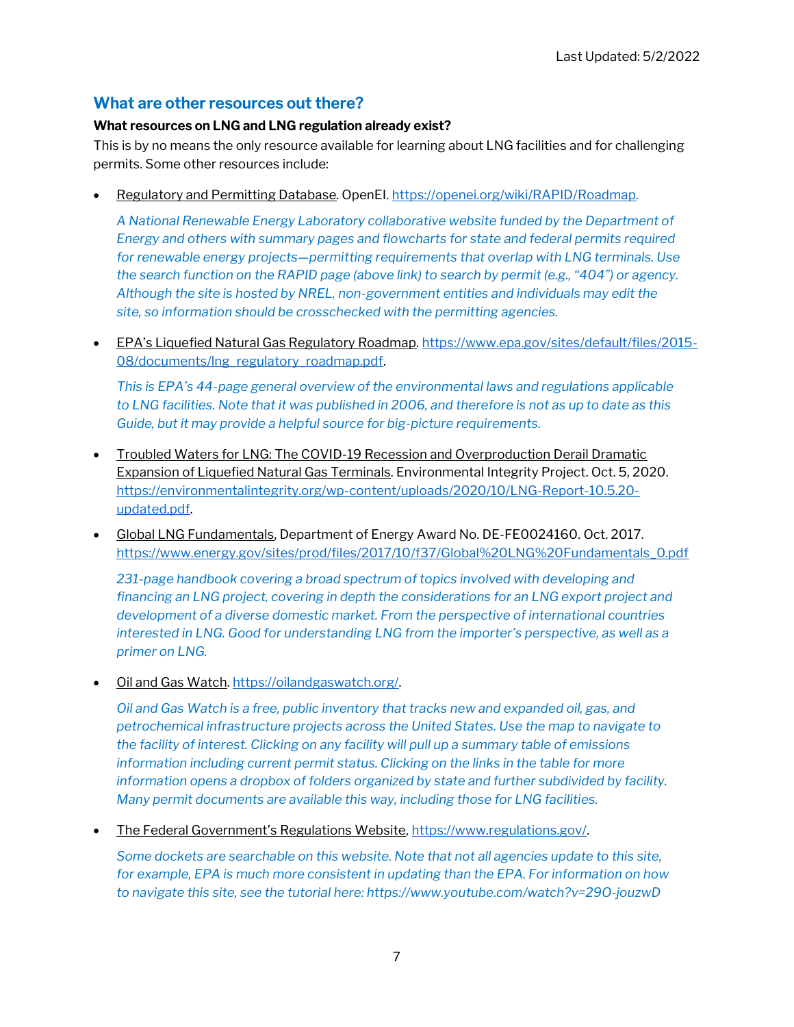## What are other resources out there?

**What resources on LNG and LNG regulation already exist?**

This is by no means the only resource available for learning about LNG facilities and for challenging permits. Some other resources include:

- Regulatory and Permitting Database. OpenEI. https://openei.org/wiki/RAPID/Roadmap.

  *A National Renewable Energy Laboratory collaborative website funded by the Department of Energy and others with summary pages and flowcharts for state and federal permits required for renewable energy projects—permitting requirements that overlap with LNG terminals. Use the search function on the RAPID page (above link) to search by permit (e.g., "404") or agency. Although the site is hosted by NREL, non-government entities and individuals may edit the site, so information should be crosschecked with the permitting agencies.*

- EPA's Liquefied Natural Gas Regulatory Roadmap. https://www.epa.gov/sites/default/files/2015-08/documents/lng_regulatory_roadmap.pdf.

  *This is EPA's 44-page general overview of the environmental laws and regulations applicable to LNG facilities. Note that it was published in 2006, and therefore is not as up to date as this Guide, but it may provide a helpful source for big-picture requirements.*

- Troubled Waters for LNG: The COVID-19 Recession and Overproduction Derail Dramatic Expansion of Liquefied Natural Gas Terminals. Environmental Integrity Project. Oct. 5, 2020. https://environmentalintegrity.org/wp-content/uploads/2020/10/LNG-Report-10.5.20-updated.pdf.

- Global LNG Fundamentals, Department of Energy Award No. DE-FE0024160. Oct. 2017. https://www.energy.gov/sites/prod/files/2017/10/f37/Global%20LNG%20Fundamentals_0.pdf

  *231-page handbook covering a broad spectrum of topics involved with developing and financing an LNG project, covering in depth the considerations for an LNG export project and development of a diverse domestic market. From the perspective of international countries interested in LNG. Good for understanding LNG from the importer's perspective, as well as a primer on LNG.*

- Oil and Gas Watch. https://oilandgaswatch.org/.

  *Oil and Gas Watch is a free, public inventory that tracks new and expanded oil, gas, and petrochemical infrastructure projects across the United States. Use the map to navigate to the facility of interest. Clicking on any facility will pull up a summary table of emissions information including current permit status. Clicking on the links in the table for more information opens a dropbox of folders organized by state and further subdivided by facility. Many permit documents are available this way, including those for LNG facilities.*

- The Federal Government's Regulations Website, https://www.regulations.gov/.

  *Some dockets are searchable on this website. Note that not all agencies update to this site, for example, EPA is much more consistent in updating than the EPA. For information on how to navigate this site, see the tutorial here: https://www.youtube.com/watch?v=29O-jouzwD*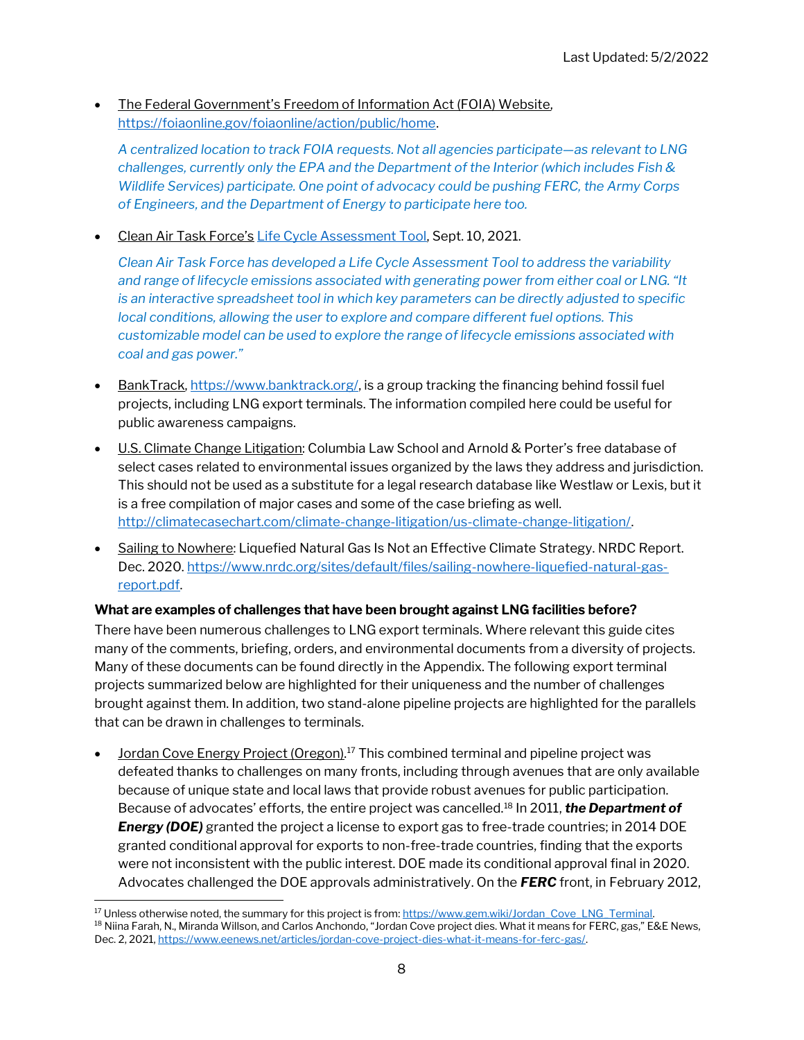- The Federal Government's Freedom of Information Act (FOIA) Website, https://foiaonline.gov/foiaonline/action/public/home.

  *A centralized location to track FOIA requests. Not all agencies participate—as relevant to LNG challenges, currently only the EPA and the Department of the Interior (which includes Fish & Wildlife Services) participate. One point of advocacy could be pushing FERC, the Army Corps of Engineers, and the Department of Energy to participate here too.*

- Clean Air Task Force's Life Cycle Assessment Tool, Sept. 10, 2021.

  *Clean Air Task Force has developed a Life Cycle Assessment Tool to address the variability and range of lifecycle emissions associated with generating power from either coal or LNG. "It is an interactive spreadsheet tool in which key parameters can be directly adjusted to specific local conditions, allowing the user to explore and compare different fuel options. This customizable model can be used to explore the range of lifecycle emissions associated with coal and gas power."*

- BankTrack, https://www.banktrack.org/, is a group tracking the financing behind fossil fuel projects, including LNG export terminals. The information compiled here could be useful for public awareness campaigns.

- U.S. Climate Change Litigation: Columbia Law School and Arnold & Porter's free database of select cases related to environmental issues organized by the laws they address and jurisdiction. This should not be used as a substitute for a legal research database like Westlaw or Lexis, but it is a free compilation of major cases and some of the case briefing as well. http://climatecasechart.com/climate-change-litigation/us-climate-change-litigation/.

- Sailing to Nowhere: Liquefied Natural Gas Is Not an Effective Climate Strategy. NRDC Report. Dec. 2020. https://www.nrdc.org/sites/default/files/sailing-nowhere-liquefied-natural-gas-report.pdf.

**What are examples of challenges that have been brought against LNG facilities before?**

There have been numerous challenges to LNG export terminals. Where relevant this guide cites many of the comments, briefing, orders, and environmental documents from a diversity of projects. Many of these documents can be found directly in the Appendix. The following export terminal projects summarized below are highlighted for their uniqueness and the number of challenges brought against them. In addition, two stand-alone pipeline projects are highlighted for the parallels that can be drawn in challenges to terminals.

- Jordan Cove Energy Project (Oregon).[17] This combined terminal and pipeline project was defeated thanks to challenges on many fronts, including through avenues that are only available because of unique state and local laws that provide robust avenues for public participation. Because of advocates' efforts, the entire project was cancelled.[18] In 2011, ***the Department of Energy (DOE)*** granted the project a license to export gas to free-trade countries; in 2014 DOE granted conditional approval for exports to non-free-trade countries, finding that the exports were not inconsistent with the public interest. DOE made its conditional approval final in 2020. Advocates challenged the DOE approvals administratively. On the ***FERC*** front, in February 2012,

[17] Unless otherwise noted, the summary for this project is from: https://www.gem.wiki/Jordan_Cove_LNG_Terminal.

[18] Niina Farah, N., Miranda Willson, and Carlos Anchondo, "Jordan Cove project dies. What it means for FERC, gas," E&E News, Dec. 2, 2021, https://www.eenews.net/articles/jordan-cove-project-dies-what-it-means-for-ferc-gas/.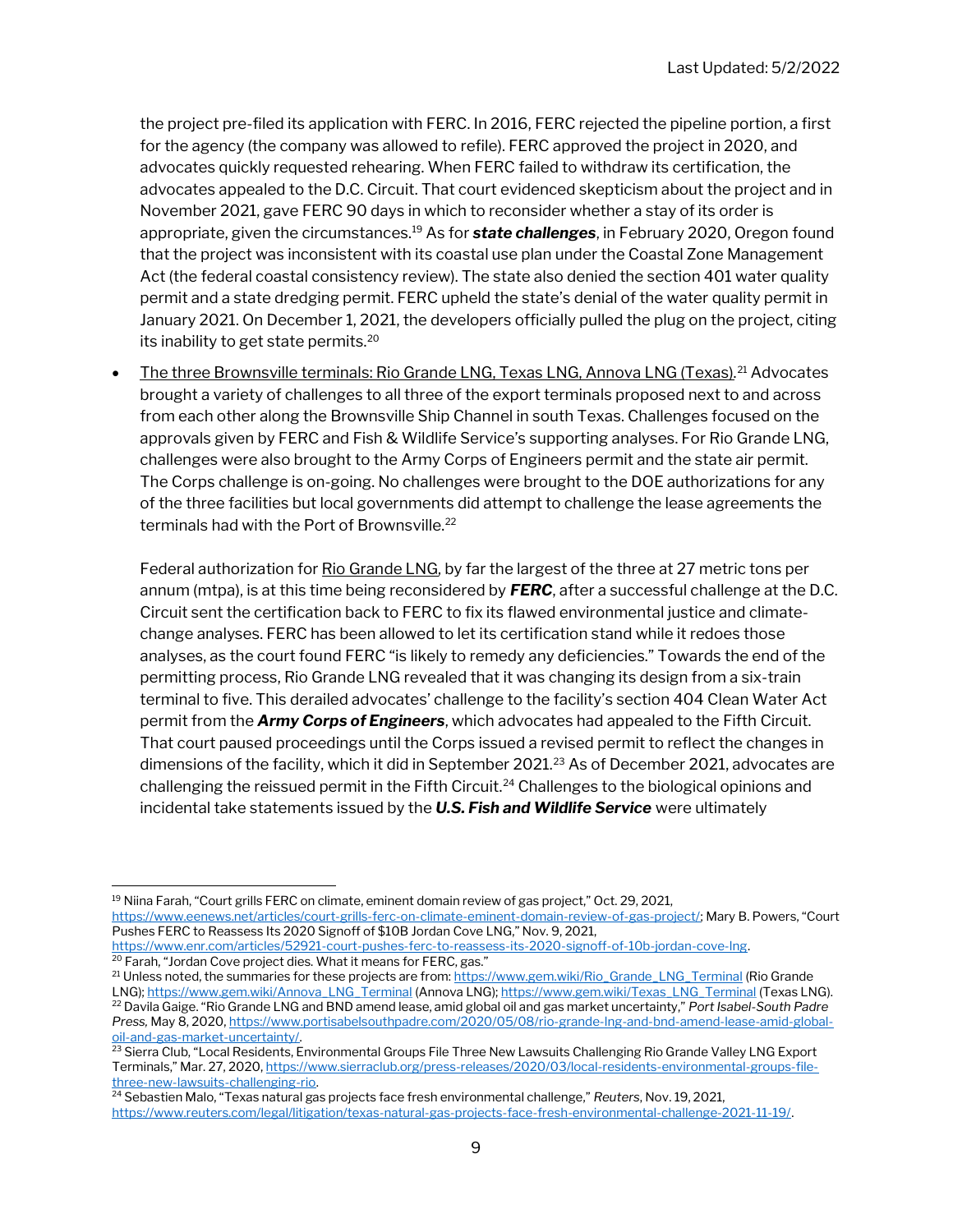the project pre-filed its application with FERC. In 2016, FERC rejected the pipeline portion, a first for the agency (the company was allowed to refile). FERC approved the project in 2020, and advocates quickly requested rehearing. When FERC failed to withdraw its certification, the advocates appealed to the D.C. Circuit. That court evidenced skepticism about the project and in November 2021, gave FERC 90 days in which to reconsider whether a stay of its order is appropriate, given the circumstances.[19] As for ***state challenges***, in February 2020, Oregon found that the project was inconsistent with its coastal use plan under the Coastal Zone Management Act (the federal coastal consistency review). The state also denied the section 401 water quality permit and a state dredging permit. FERC upheld the state's denial of the water quality permit in January 2021. On December 1, 2021, the developers officially pulled the plug on the project, citing its inability to get state permits.[20]

- The three Brownsville terminals: Rio Grande LNG, Texas LNG, Annova LNG (Texas).[21] Advocates brought a variety of challenges to all three of the export terminals proposed next to and across from each other along the Brownsville Ship Channel in south Texas. Challenges focused on the approvals given by FERC and Fish & Wildlife Service's supporting analyses. For Rio Grande LNG, challenges were also brought to the Army Corps of Engineers permit and the state air permit. The Corps challenge is on-going. No challenges were brought to the DOE authorizations for any of the three facilities but local governments did attempt to challenge the lease agreements the terminals had with the Port of Brownsville.[22]

  Federal authorization for Rio Grande LNG, by far the largest of the three at 27 metric tons per annum (mtpa), is at this time being reconsidered by ***FERC***, after a successful challenge at the D.C. Circuit sent the certification back to FERC to fix its flawed environmental justice and climate-change analyses. FERC has been allowed to let its certification stand while it redoes those analyses, as the court found FERC "is likely to remedy any deficiencies." Towards the end of the permitting process, Rio Grande LNG revealed that it was changing its design from a six-train terminal to five. This derailed advocates' challenge to the facility's section 404 Clean Water Act permit from the ***Army Corps of Engineers***, which advocates had appealed to the Fifth Circuit. That court paused proceedings until the Corps issued a revised permit to reflect the changes in dimensions of the facility, which it did in September 2021.[23] As of December 2021, advocates are challenging the reissued permit in the Fifth Circuit.[24] Challenges to the biological opinions and incidental take statements issued by the ***U.S. Fish and Wildlife Service*** were ultimately

---

[19] Niina Farah, "Court grills FERC on climate, eminent domain review of gas project," Oct. 29, 2021, https://www.eenews.net/articles/court-grills-ferc-on-climate-eminent-domain-review-of-gas-project/; Mary B. Powers, "Court Pushes FERC to Reassess Its 2020 Signoff of $10B Jordan Cove LNG," Nov. 9, 2021, https://www.enr.com/articles/52921-court-pushes-ferc-to-reassess-its-2020-signoff-of-10b-jordan-cove-lng.

[20] Farah, "Jordan Cove project dies. What it means for FERC, gas."

[21] Unless noted, the summaries for these projects are from: https://www.gem.wiki/Rio_Grande_LNG_Terminal (Rio Grande LNG); https://www.gem.wiki/Annova_LNG_Terminal (Annova LNG); https://www.gem.wiki/Texas_LNG_Terminal (Texas LNG).

[22] Davila Gaige. "Rio Grande LNG and BND amend lease, amid global oil and gas market uncertainty," *Port Isabel-South Padre Press,* May 8, 2020, https://www.portisabelsouthpadre.com/2020/05/08/rio-grande-lng-and-bnd-amend-lease-amid-global-oil-and-gas-market-uncertainty/.

[23] Sierra Club, "Local Residents, Environmental Groups File Three New Lawsuits Challenging Rio Grande Valley LNG Export Terminals," Mar. 27, 2020, https://www.sierraclub.org/press-releases/2020/03/local-residents-environmental-groups-file-three-new-lawsuits-challenging-rio.

[24] Sebastien Malo, "Texas natural gas projects face fresh environmental challenge," *Reuters*, Nov. 19, 2021, https://www.reuters.com/legal/litigation/texas-natural-gas-projects-face-fresh-environmental-challenge-2021-11-19/.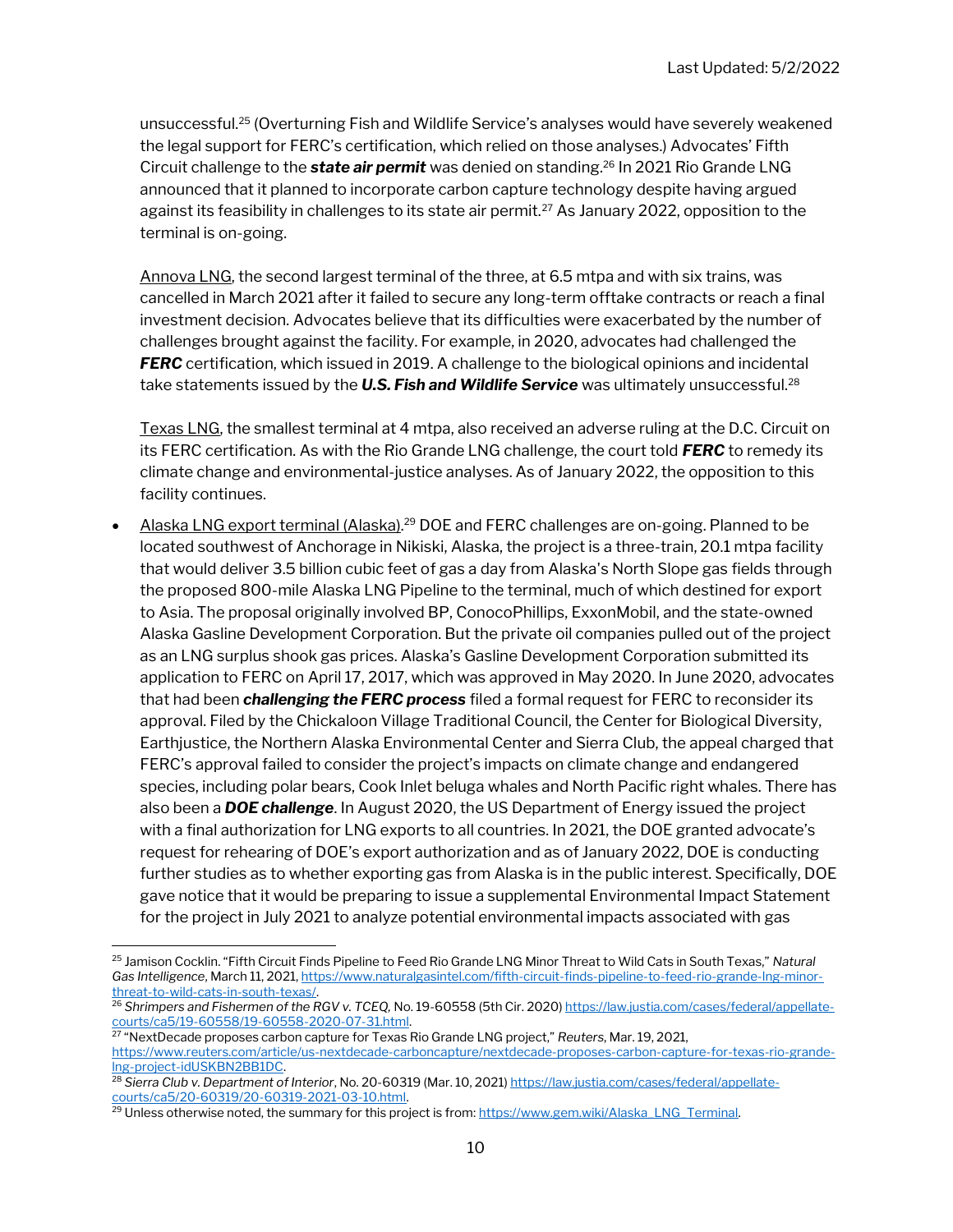unsuccessful.[25] (Overturning Fish and Wildlife Service's analyses would have severely weakened the legal support for FERC's certification, which relied on those analyses.) Advocates' Fifth Circuit challenge to the ***state air permit*** was denied on standing.[26] In 2021 Rio Grande LNG announced that it planned to incorporate carbon capture technology despite having argued against its feasibility in challenges to its state air permit.[27] As January 2022, opposition to the terminal is on-going.

Annova LNG, the second largest terminal of the three, at 6.5 mtpa and with six trains, was cancelled in March 2021 after it failed to secure any long-term offtake contracts or reach a final investment decision. Advocates believe that its difficulties were exacerbated by the number of challenges brought against the facility. For example, in 2020, advocates had challenged the ***FERC*** certification, which issued in 2019. A challenge to the biological opinions and incidental take statements issued by the ***U.S. Fish and Wildlife Service*** was ultimately unsuccessful.[28]

Texas LNG, the smallest terminal at 4 mtpa, also received an adverse ruling at the D.C. Circuit on its FERC certification. As with the Rio Grande LNG challenge, the court told ***FERC*** to remedy its climate change and environmental-justice analyses. As of January 2022, the opposition to this facility continues.

- Alaska LNG export terminal (Alaska).[29] DOE and FERC challenges are on-going. Planned to be located southwest of Anchorage in Nikiski, Alaska, the project is a three-train, 20.1 mtpa facility that would deliver 3.5 billion cubic feet of gas a day from Alaska's North Slope gas fields through the proposed 800-mile Alaska LNG Pipeline to the terminal, much of which destined for export to Asia. The proposal originally involved BP, ConocoPhillips, ExxonMobil, and the state-owned Alaska Gasline Development Corporation. But the private oil companies pulled out of the project as an LNG surplus shook gas prices. Alaska's Gasline Development Corporation submitted its application to FERC on April 17, 2017, which was approved in May 2020. In June 2020, advocates that had been ***challenging the FERC process*** filed a formal request for FERC to reconsider its approval. Filed by the Chickaloon Village Traditional Council, the Center for Biological Diversity, Earthjustice, the Northern Alaska Environmental Center and Sierra Club, the appeal charged that FERC's approval failed to consider the project's impacts on climate change and endangered species, including polar bears, Cook Inlet beluga whales and North Pacific right whales. There has also been a ***DOE challenge***. In August 2020, the US Department of Energy issued the project with a final authorization for LNG exports to all countries. In 2021, the DOE granted advocate's request for rehearing of DOE's export authorization and as of January 2022, DOE is conducting further studies as to whether exporting gas from Alaska is in the public interest. Specifically, DOE gave notice that it would be preparing to issue a supplemental Environmental Impact Statement for the project in July 2021 to analyze potential environmental impacts associated with gas

---

[25] Jamison Cocklin. "Fifth Circuit Finds Pipeline to Feed Rio Grande LNG Minor Threat to Wild Cats in South Texas," *Natural Gas Intelligence*, March 11, 2021, https://www.naturalgasintel.com/fifth-circuit-finds-pipeline-to-feed-rio-grande-lng-minor-threat-to-wild-cats-in-south-texas/.

[26] *Shrimpers and Fishermen of the RGV v. TCEQ*, No. 19-60558 (5th Cir. 2020) https://law.justia.com/cases/federal/appellate-courts/ca5/19-60558/19-60558-2020-07-31.html.

[27] "NextDecade proposes carbon capture for Texas Rio Grande LNG project," *Reuters*, Mar. 19, 2021, https://www.reuters.com/article/us-nextdecade-carboncapture/nextdecade-proposes-carbon-capture-for-texas-rio-grande-lng-project-idUSKBN2BB1DC.

[28] *Sierra Club v. Department of Interior*, No. 20-60319 (Mar. 10, 2021) https://law.justia.com/cases/federal/appellate-courts/ca5/20-60319/20-60319-2021-03-10.html.

[29] Unless otherwise noted, the summary for this project is from: https://www.gem.wiki/Alaska_LNG_Terminal.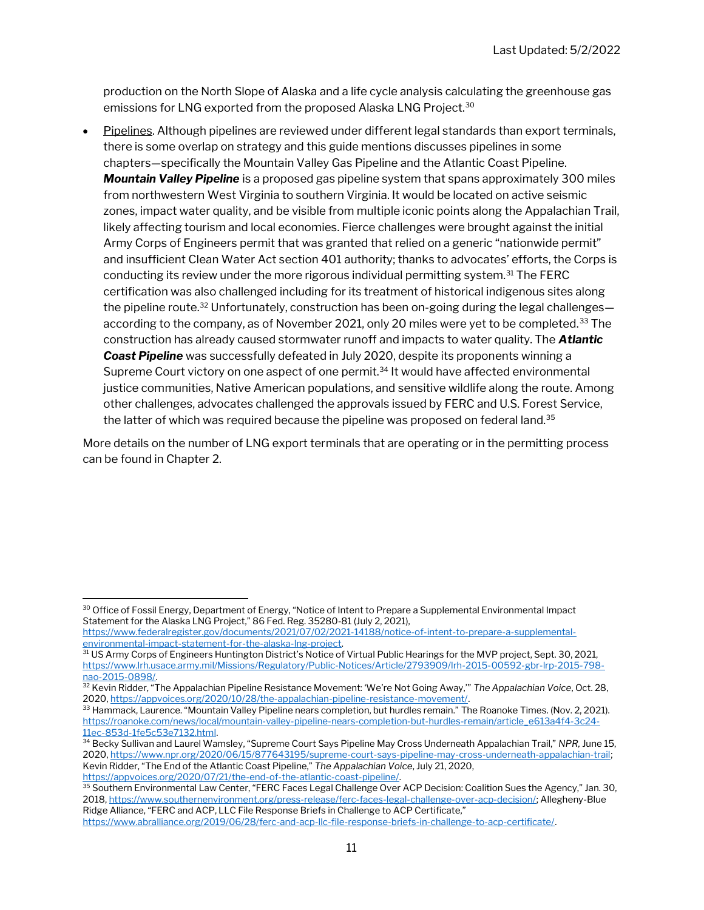production on the North Slope of Alaska and a life cycle analysis calculating the greenhouse gas emissions for LNG exported from the proposed Alaska LNG Project.[30]

- Pipelines. Although pipelines are reviewed under different legal standards than export terminals, there is some overlap on strategy and this guide mentions discusses pipelines in some chapters—specifically the Mountain Valley Gas Pipeline and the Atlantic Coast Pipeline. ***Mountain Valley Pipeline*** is a proposed gas pipeline system that spans approximately 300 miles from northwestern West Virginia to southern Virginia. It would be located on active seismic zones, impact water quality, and be visible from multiple iconic points along the Appalachian Trail, likely affecting tourism and local economies. Fierce challenges were brought against the initial Army Corps of Engineers permit that was granted that relied on a generic "nationwide permit" and insufficient Clean Water Act section 401 authority; thanks to advocates' efforts, the Corps is conducting its review under the more rigorous individual permitting system.[31] The FERC certification was also challenged including for its treatment of historical indigenous sites along the pipeline route.[32] Unfortunately, construction has been on-going during the legal challenges—according to the company, as of November 2021, only 20 miles were yet to be completed.[33] The construction has already caused stormwater runoff and impacts to water quality. The ***Atlantic Coast Pipeline*** was successfully defeated in July 2020, despite its proponents winning a Supreme Court victory on one aspect of one permit.[34] It would have affected environmental justice communities, Native American populations, and sensitive wildlife along the route. Among other challenges, advocates challenged the approvals issued by FERC and U.S. Forest Service, the latter of which was required because the pipeline was proposed on federal land.[35]

More details on the number of LNG export terminals that are operating or in the permitting process can be found in Chapter 2.

---

[30] Office of Fossil Energy, Department of Energy, "Notice of Intent to Prepare a Supplemental Environmental Impact Statement for the Alaska LNG Project," 86 Fed. Reg. 35280-81 (July 2, 2021), https://www.federalregister.gov/documents/2021/07/02/2021-14188/notice-of-intent-to-prepare-a-supplemental-environmental-impact-statement-for-the-alaska-lng-project.

[31] US Army Corps of Engineers Huntington District's Notice of Virtual Public Hearings for the MVP project, Sept. 30, 2021, https://www.lrh.usace.army.mil/Missions/Regulatory/Public-Notices/Article/2793909/lrh-2015-00592-gbr-lrp-2015-798-nao-2015-0898/.

[32] Kevin Ridder, "The Appalachian Pipeline Resistance Movement: 'We're Not Going Away,'" *The Appalachian Voice*, Oct. 28, 2020, https://appvoices.org/2020/10/28/the-appalachian-pipeline-resistance-movement/.

[33] Hammack, Laurence. "Mountain Valley Pipeline nears completion, but hurdles remain." The Roanoke Times. (Nov. 2, 2021). https://roanoke.com/news/local/mountain-valley-pipeline-nears-completion-but-hurdles-remain/article_e613a4f4-3c24-11ec-853d-1fe5c53e7132.html.

[34] Becky Sullivan and Laurel Wamsley, "Supreme Court Says Pipeline May Cross Underneath Appalachian Trail," *NPR*, June 15, 2020, https://www.npr.org/2020/06/15/877643195/supreme-court-says-pipeline-may-cross-underneath-appalachian-trail; Kevin Ridder, "The End of the Atlantic Coast Pipeline," *The Appalachian Voice*, July 21, 2020, https://appvoices.org/2020/07/21/the-end-of-the-atlantic-coast-pipeline/.

[35] Southern Environmental Law Center, "FERC Faces Legal Challenge Over ACP Decision: Coalition Sues the Agency," Jan. 30, 2018, https://www.southernenvironment.org/press-release/ferc-faces-legal-challenge-over-acp-decision/; Allegheny-Blue Ridge Alliance, "FERC and ACP, LLC File Response Briefs in Challenge to ACP Certificate," https://www.abralliance.org/2019/06/28/ferc-and-acp-llc-file-response-briefs-in-challenge-to-acp-certificate/.